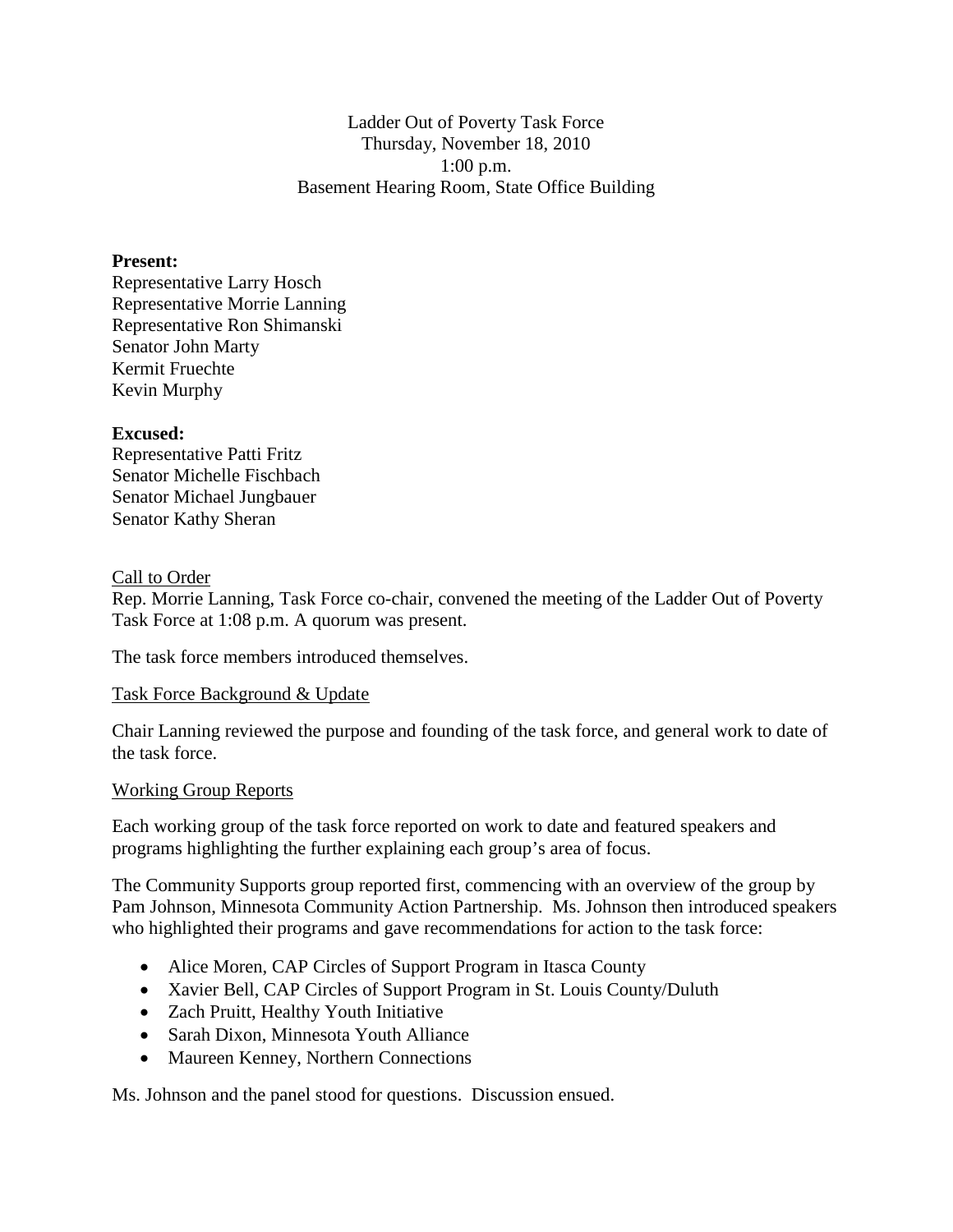Ladder Out of Poverty Task Force
Thursday, November 18, 2010
1:00 p.m.
Basement Hearing Room, State Office Building

**Present:**
Representative Larry Hosch
Representative Morrie Lanning
Representative Ron Shimanski
Senator John Marty
Kermit Fruechte
Kevin Murphy

**Excused:**
Representative Patti Fritz
Senator Michelle Fischbach
Senator Michael Jungbauer
Senator Kathy Sheran

Call to Order

Rep. Morrie Lanning, Task Force co-chair, convened the meeting of the Ladder Out of Poverty Task Force at 1:08 p.m. A quorum was present.

The task force members introduced themselves.

Task Force Background & Update

Chair Lanning reviewed the purpose and founding of the task force, and general work to date of the task force.

Working Group Reports

Each working group of the task force reported on work to date and featured speakers and programs highlighting the further explaining each group's area of focus.

The Community Supports group reported first, commencing with an overview of the group by Pam Johnson, Minnesota Community Action Partnership. Ms. Johnson then introduced speakers who highlighted their programs and gave recommendations for action to the task force:

- Alice Moren, CAP Circles of Support Program in Itasca County
- Xavier Bell, CAP Circles of Support Program in St. Louis County/Duluth
- Zach Pruitt, Healthy Youth Initiative
- Sarah Dixon, Minnesota Youth Alliance
- Maureen Kenney, Northern Connections

Ms. Johnson and the panel stood for questions. Discussion ensued.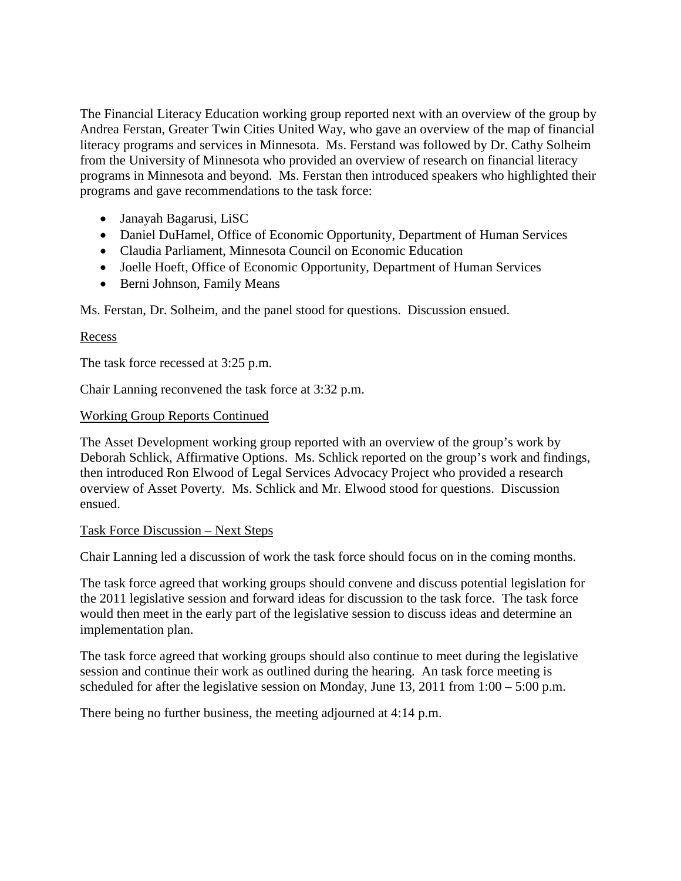The Financial Literacy Education working group reported next with an overview of the group by Andrea Ferstan, Greater Twin Cities United Way, who gave an overview of the map of financial literacy programs and services in Minnesota. Ms. Ferstand was followed by Dr. Cathy Solheim from the University of Minnesota who provided an overview of research on financial literacy programs in Minnesota and beyond. Ms. Ferstan then introduced speakers who highlighted their programs and gave recommendations to the task force:

- Janayah Bagarusi, LiSC
- Daniel DuHamel, Office of Economic Opportunity, Department of Human Services
- Claudia Parliament, Minnesota Council on Economic Education
- Joelle Hoeft, Office of Economic Opportunity, Department of Human Services
- Berni Johnson, Family Means

Ms. Ferstan, Dr. Solheim, and the panel stood for questions. Discussion ensued.

<u>Recess</u>

The task force recessed at 3:25 p.m.

Chair Lanning reconvened the task force at 3:32 p.m.

<u>Working Group Reports Continued</u>

The Asset Development working group reported with an overview of the group's work by Deborah Schlick, Affirmative Options. Ms. Schlick reported on the group's work and findings, then introduced Ron Elwood of Legal Services Advocacy Project who provided a research overview of Asset Poverty. Ms. Schlick and Mr. Elwood stood for questions. Discussion ensued.

<u>Task Force Discussion – Next Steps</u>

Chair Lanning led a discussion of work the task force should focus on in the coming months.

The task force agreed that working groups should convene and discuss potential legislation for the 2011 legislative session and forward ideas for discussion to the task force. The task force would then meet in the early part of the legislative session to discuss ideas and determine an implementation plan.

The task force agreed that working groups should also continue to meet during the legislative session and continue their work as outlined during the hearing. An task force meeting is scheduled for after the legislative session on Monday, June 13, 2011 from 1:00 – 5:00 p.m.

There being no further business, the meeting adjourned at 4:14 p.m.